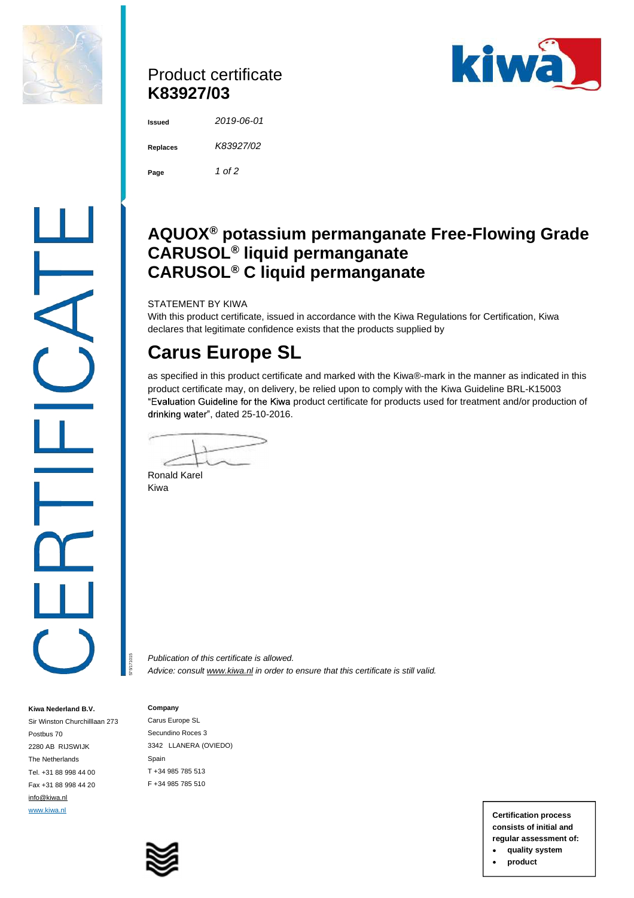# Product certificate
# K83927/03

**Issued** *2019-06-01*

**Replaces** *K83927/02*

## AQUOX® potassium permanganate Free-Flowing Grade
## CARUSOL® liquid permanganate
## CARUSOL® C liquid permanganate

STATEMENT BY KIWA

With this product certificate, issued in accordance with the Kiwa Regulations for Certification, Kiwa declares that legitimate confidence exists that the products supplied by

# Carus Europe SL

as specified in this product certificate and marked with the Kiwa®-mark in the manner as indicated in this product certificate may, on delivery, be relied upon to comply with the Kiwa Guideline BRL-K15003 "Evaluation Guideline for the Kiwa product certificate for products used for treatment and/or production of drinking water", dated 25-10-2016.

Ronald Karel
Kiwa

*Publication of this certificate is allowed.*
*Advice: consult www.kiwa.nl in order to ensure that this certificate is still valid.*

**Kiwa Nederland B.V.**
Sir Winston Churchilllaan 273
Postbus 70
2280 AB RIJSWIJK
The Netherlands
Tel. +31 88 998 44 00
Fax +31 88 998 44 20
info@kiwa.nl
www.kiwa.nl

**Company**
Carus Europe SL
Secundino Roces 3
3342 LLANERA (OVIEDO)
Spain
T +34 985 785 513
F +34 985 785 510

**Certification process consists of initial and regular assessment of:**
- **quality system**
- **product**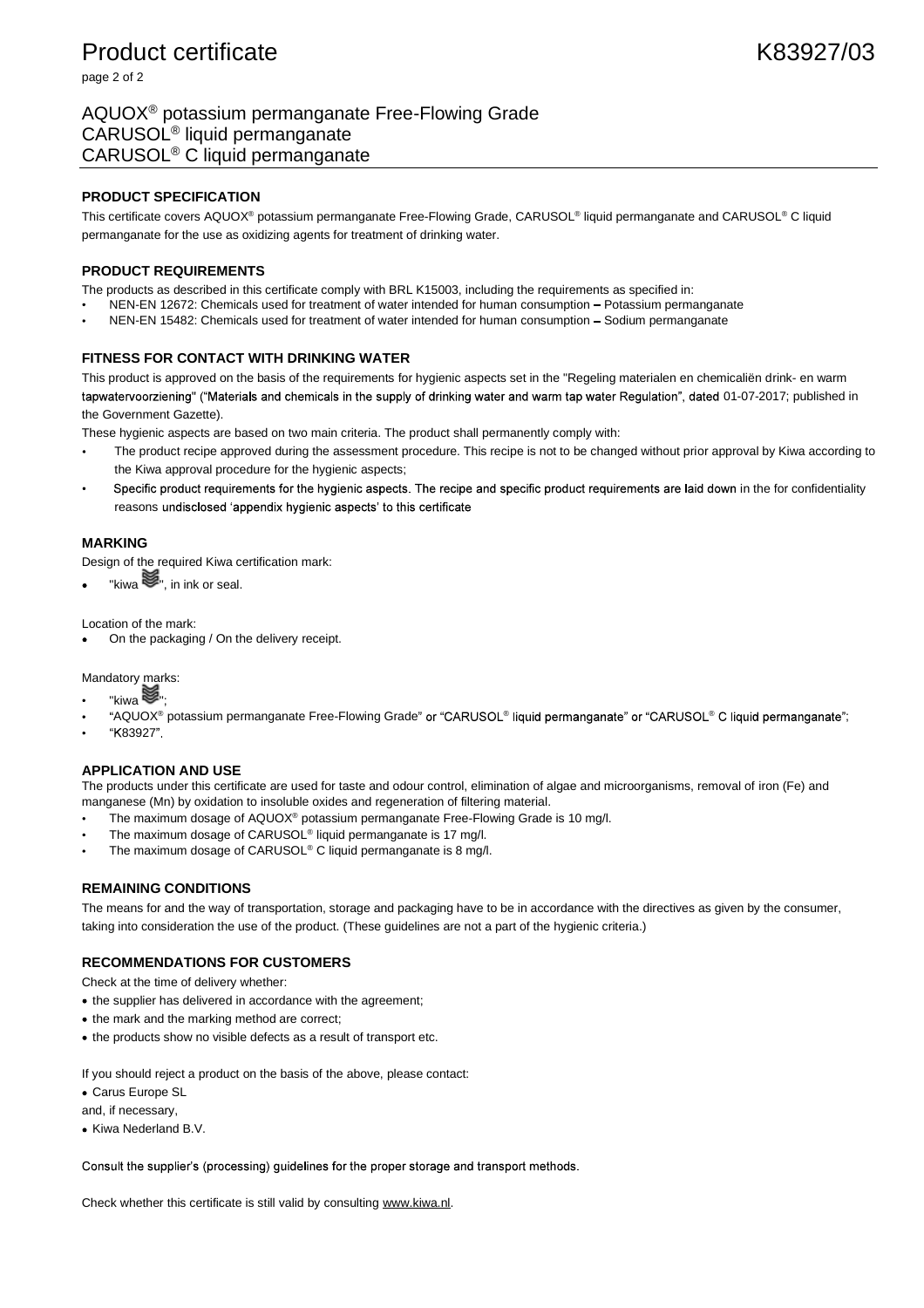# Product certificate K83927/03

## AQUOX® potassium permanganate Free-Flowing Grade
## CARUSOL® liquid permanganate
## CARUSOL® C liquid permanganate

### PRODUCT SPECIFICATION

This certificate covers AQUOX® potassium permanganate Free-Flowing Grade, CARUSOL® liquid permanganate and CARUSOL® C liquid permanganate for the use as oxidizing agents for treatment of drinking water.

### PRODUCT REQUIREMENTS

The products as described in this certificate comply with BRL K15003, including the requirements as specified in:

- NEN-EN 12672: Chemicals used for treatment of water intended for human consumption – Potassium permanganate
- NEN-EN 15482: Chemicals used for treatment of water intended for human consumption – Sodium permanganate

### FITNESS FOR CONTACT WITH DRINKING WATER

This product is approved on the basis of the requirements for hygienic aspects set in the "Regeling materialen en chemicaliën drink- en warm tapwatervoorziening" ("Materials and chemicals in the supply of drinking water and warm tap water Regulation", dated 01-07-2017; published in the Government Gazette).

These hygienic aspects are based on two main criteria. The product shall permanently comply with:

- The product recipe approved during the assessment procedure. This recipe is not to be changed without prior approval by Kiwa according to the Kiwa approval procedure for the hygienic aspects;
- Specific product requirements for the hygienic aspects. The recipe and specific product requirements are laid down in the for confidentiality reasons undisclosed 'appendix hygienic aspects' to this certificate

### MARKING

Design of the required Kiwa certification mark:

- "kiwa ", in ink or seal.

Location of the mark:

- On the packaging / On the delivery receipt.

Mandatory marks:

- "kiwa ";
- "AQUOX® potassium permanganate Free-Flowing Grade" or "CARUSOL® liquid permanganate" or "CARUSOL® C liquid permanganate";
- "K83927".

### APPLICATION AND USE

The products under this certificate are used for taste and odour control, elimination of algae and microorganisms, removal of iron (Fe) and manganese (Mn) by oxidation to insoluble oxides and regeneration of filtering material.

- The maximum dosage of AQUOX® potassium permanganate Free-Flowing Grade is 10 mg/l.
- The maximum dosage of CARUSOL® liquid permanganate is 17 mg/l.
- The maximum dosage of CARUSOL® C liquid permanganate is 8 mg/l.

### REMAINING CONDITIONS

The means for and the way of transportation, storage and packaging have to be in accordance with the directives as given by the consumer, taking into consideration the use of the product. (These guidelines are not a part of the hygienic criteria.)

### RECOMMENDATIONS FOR CUSTOMERS

Check at the time of delivery whether:

- the supplier has delivered in accordance with the agreement;
- the mark and the marking method are correct;
- the products show no visible defects as a result of transport etc.

If you should reject a product on the basis of the above, please contact:

- Carus Europe SL

and, if necessary,

- Kiwa Nederland B.V.

Consult the supplier's (processing) guidelines for the proper storage and transport methods.

Check whether this certificate is still valid by consulting www.kiwa.nl.